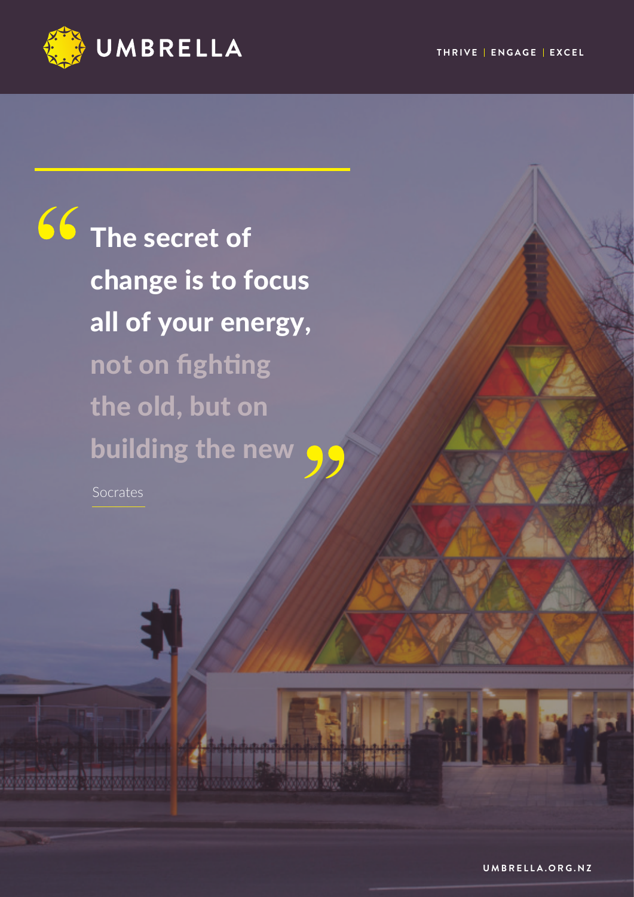UMBRELLA

THRIVE | ENGAGE | EXCEL

> **The secret of change is to focus all of your energy, not on fighting the old, but on building the new**

Socrates

UMBRELLA.ORG.NZ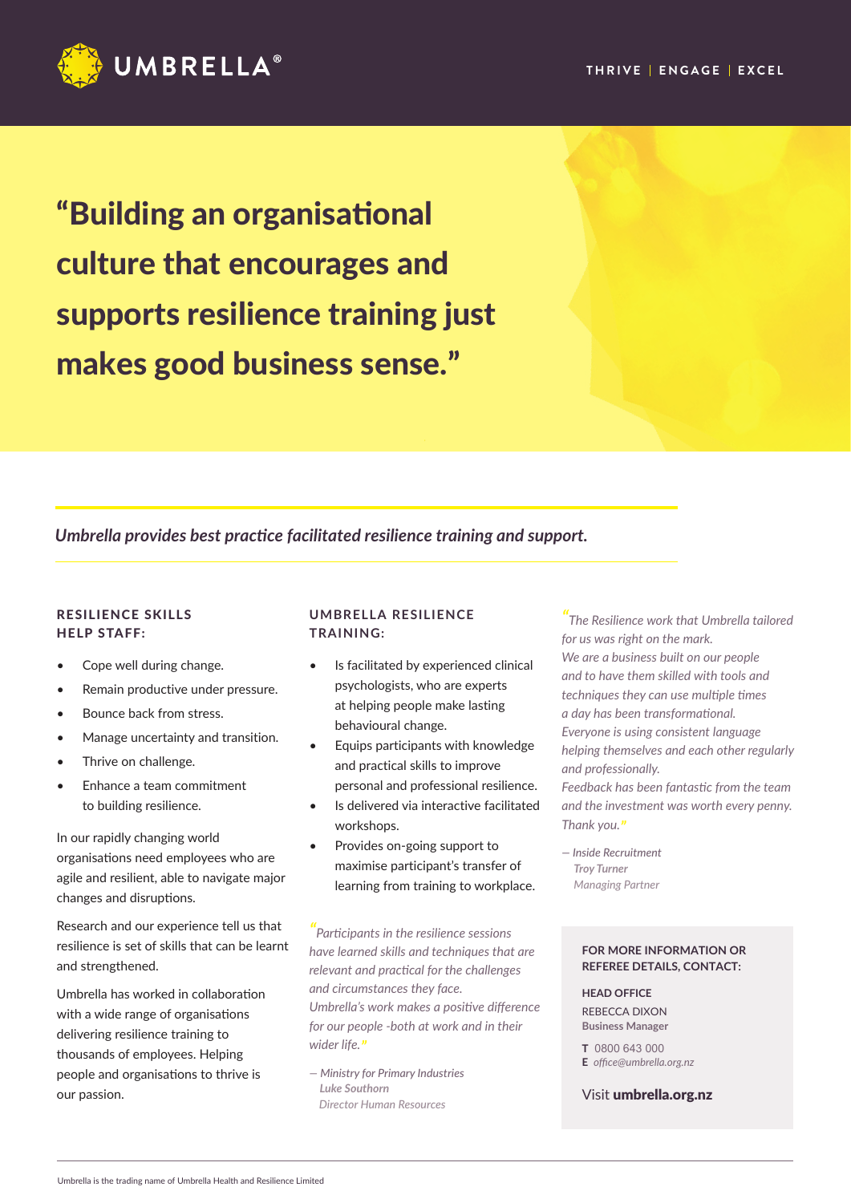**UMBRELLA®**

THRIVE | ENGAGE | EXCEL

# "Building an organisational culture that encourages and supports resilience training just makes good business sense."

***Umbrella provides best practice facilitated resilience training and support.***

### RESILIENCE SKILLS HELP STAFF:

- Cope well during change.
- Remain productive under pressure.
- Bounce back from stress.
- Manage uncertainty and transition.
- Thrive on challenge.
- Enhance a team commitment to building resilience.

In our rapidly changing world organisations need employees who are agile and resilient, able to navigate major changes and disruptions.

Research and our experience tell us that resilience is set of skills that can be learnt and strengthened.

Umbrella has worked in collaboration with a wide range of organisations delivering resilience training to thousands of employees. Helping people and organisations to thrive is our passion.

### UMBRELLA RESILIENCE TRAINING:

- Is facilitated by experienced clinical psychologists, who are experts at helping people make lasting behavioural change.
- Equips participants with knowledge and practical skills to improve personal and professional resilience.
- Is delivered via interactive facilitated workshops.
- Provides on-going support to maximise participant's transfer of learning from training to workplace.

*"Participants in the resilience sessions have learned skills and techniques that are relevant and practical for the challenges and circumstances they face.*
*Umbrella's work makes a positive difference for our people -both at work and in their wider life."*

*— Ministry for Primary Industries*
*Luke Southorn*
*Director Human Resources*

*"The Resilience work that Umbrella tailored for us was right on the mark.*
*We are a business built on our people and to have them skilled with tools and techniques they can use multiple times a day has been transformational.*
*Everyone is using consistent language helping themselves and each other regularly and professionally.*
*Feedback has been fantastic from the team and the investment was worth every penny.*
*Thank you."*

*— Inside Recruitment*
*Troy Turner*
*Managing Partner*

**FOR MORE INFORMATION OR REFEREE DETAILS, CONTACT:**

**HEAD OFFICE**
REBECCA DIXON
**Business Manager**

**T** 0800 643 000
**E** *office@umbrella.org.nz*

Visit **umbrella.org.nz**

Umbrella is the trading name of Umbrella Health and Resilience Limited